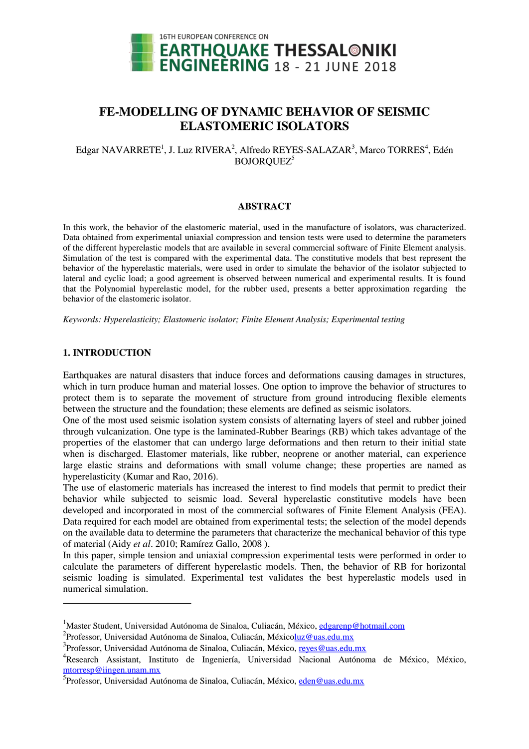# FE-MODELLING OF DYNAMIC BEHAVIOR OF SEISMIC ELASTOMERIC ISOLATORS

Edgar NAVARRETE[1], J. Luz RIVERA[2], Alfredo REYES-SALAZAR[3], Marco TORRES[4], Edén BOJORQUEZ[5]

## ABSTRACT

In this work, the behavior of the elastomeric material, used in the manufacture of isolators, was characterized. Data obtained from experimental uniaxial compression and tension tests were used to determine the parameters of the different hyperelastic models that are available in several commercial software of Finite Element analysis. Simulation of the test is compared with the experimental data. The constitutive models that best represent the behavior of the hyperelastic materials, were used in order to simulate the behavior of the isolator subjected to lateral and cyclic load; a good agreement is observed between numerical and experimental results. It is found that the Polynomial hyperelastic model, for the rubber used, presents a better approximation regarding the behavior of the elastomeric isolator.

*Keywords: Hyperelasticity; Elastomeric isolator; Finite Element Analysis; Experimental testing*

## 1. INTRODUCTION

Earthquakes are natural disasters that induce forces and deformations causing damages in structures, which in turn produce human and material losses. One option to improve the behavior of structures to protect them is to separate the movement of structure from ground introducing flexible elements between the structure and the foundation; these elements are defined as seismic isolators.

One of the most used seismic isolation system consists of alternating layers of steel and rubber joined through vulcanization. One type is the laminated-Rubber Bearings (RB) which takes advantage of the properties of the elastomer that can undergo large deformations and then return to their initial state when is discharged. Elastomer materials, like rubber, neoprene or another material, can experience large elastic strains and deformations with small volume change; these properties are named as hyperelasticity (Kumar and Rao, 2016).

The use of elastomeric materials has increased the interest to find models that permit to predict their behavior while subjected to seismic load. Several hyperelastic constitutive models have been developed and incorporated in most of the commercial softwares of Finite Element Analysis (FEA). Data required for each model are obtained from experimental tests; the selection of the model depends on the available data to determine the parameters that characterize the mechanical behavior of this type of material (Aidy *et al*. 2010; Ramírez Gallo, 2008 ).

In this paper, simple tension and uniaxial compression experimental tests were performed in order to calculate the parameters of different hyperelastic models. Then, the behavior of RB for horizontal seismic loading is simulated. Experimental test validates the best hyperelastic models used in numerical simulation.

---

[1]Master Student, Universidad Autónoma de Sinaloa, Culiacán, México, edgarenp@hotmail.com

[2]Professor, Universidad Autónoma de Sinaloa, Culiacán, Méxicoluz@uas.edu.mx

[3]Professor, Universidad Autónoma de Sinaloa, Culiacán, México, reyes@uas.edu.mx

[4]Research Assistant, Instituto de Ingeniería, Universidad Nacional Autónoma de México, México, mtorresp@iingen.unam.mx

[5]Professor, Universidad Autónoma de Sinaloa, Culiacán, México, eden@uas.edu.mx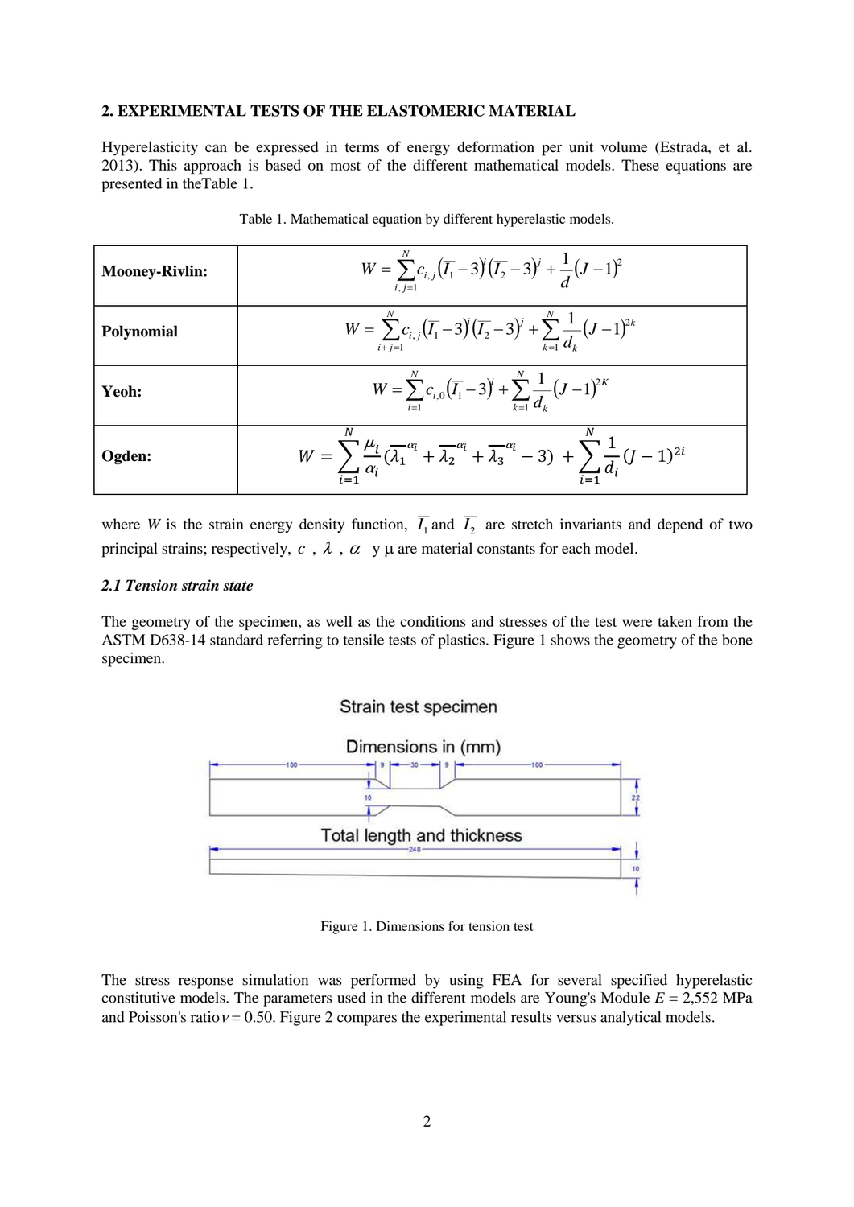## 2. EXPERIMENTAL TESTS OF THE ELASTOMERIC MATERIAL

Hyperelasticity can be expressed in terms of energy deformation per unit volume (Estrada, et al. 2013). This approach is based on most of the different mathematical models. These equations are presented in theTable 1.

Table 1. Mathematical equation by different hyperelastic models.

| | |
|---|---|
| **Mooney-Rivlin:** | $W = \sum_{i,j=1}^{N} c_{i,j}\left(\overline{I}_1 - 3\right)^i \left(\overline{I}_2 - 3\right)^j + \frac{1}{d}\left(J-1\right)^2$ |
| **Polynomial** | $W = \sum_{i+j=1}^{N} c_{i,j}\left(\overline{I}_1 - 3\right)^i \left(\overline{I}_2 - 3\right)^j + \sum_{k=1}^{N} \frac{1}{d_k}\left(J-1\right)^{2k}$ |
| **Yeoh:** | $W = \sum_{i=1}^{N} c_{i,0}\left(\overline{I}_1 - 3\right)^i + \sum_{k=1}^{N} \frac{1}{d_k}\left(J-1\right)^{2K}$ |
| **Ogden:** | $W = \sum_{i=1}^{N} \frac{\mu_i}{\alpha_i}\left(\overline{\lambda_1}^{\alpha_i} + \overline{\lambda_2}^{\alpha_i} + \overline{\lambda_3}^{\alpha_i} - 3\right) + \sum_{i=1}^{N} \frac{1}{d_i}\left(J-1\right)^{2i}$ |

where $W$ is the strain energy density function, $\overline{I}_1$ and $\overline{I}_2$ are stretch invariants and depend of two principal strains; respectively, $c$ , $\lambda$ , $\alpha$  y $\mu$ are material constants for each model.

### *2.1 Tension strain state*

The geometry of the specimen, as well as the conditions and stresses of the test were taken from the ASTM D638-14 standard referring to tensile tests of plastics. Figure 1 shows the geometry of the bone specimen.

Strain test specimen

Dimensions in (mm)

100
9
30
9
100
10
22

Total length and thickness

248
10

Figure 1. Dimensions for tension test

The stress response simulation was performed by using FEA for several specified hyperelastic constitutive models. The parameters used in the different models are Young's Module $E$ = 2,552 MPa and Poisson's ratio $\nu$ = 0.50. Figure 2 compares the experimental results versus analytical models.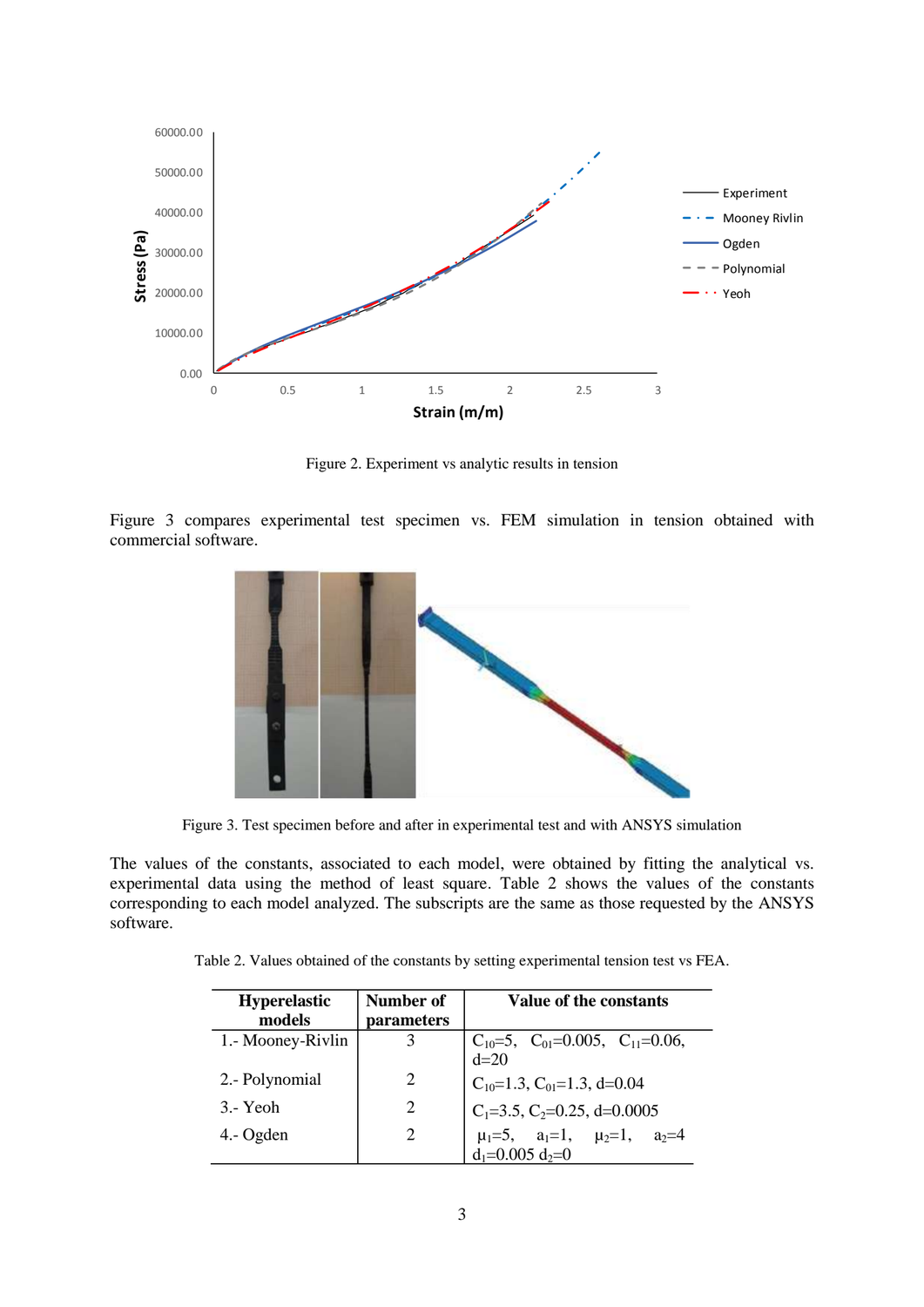60000.00
50000.00
40000.00
30000.00
20000.00
10000.00
0.00

Stress (Pa)

0
0.5
1
1.5
2
2.5
3

Strain (m/m)

Experiment
Mooney Rivlin
Ogden
Polynomial
Yeoh

Figure 2. Experiment vs analytic results in tension

Figure 3 compares experimental test specimen vs. FEM simulation in tension obtained with commercial software.

Figure 3. Test specimen before and after in experimental test and with ANSYS simulation

The values of the constants, associated to each model, were obtained by fitting the analytical vs. experimental data using the method of least square. Table 2 shows the values of the constants corresponding to each model analyzed. The subscripts are the same as those requested by the ANSYS software.

Table 2. Values obtained of the constants by setting experimental tension test vs FEA.

| Hyperelastic models | Number of parameters | Value of the constants |
|---|---|---|
| 1.- Mooney-Rivlin | 3 | $C_{10}$=5, $C_{01}$=0.005, $C_{11}$=0.06, d=20 |
| 2.- Polynomial | 2 | $C_{10}$=1.3, $C_{01}$=1.3, d=0.04 |
| 3.- Yeoh | 2 | $C_1$=3.5, $C_2$=0.25, d=0.0005 |
| 4.- Ogden | 2 | $\mu_1$=5, $a_1$=1, $\mu_2$=1, $a_2$=4 $d_1$=0.005 $d_2$=0 |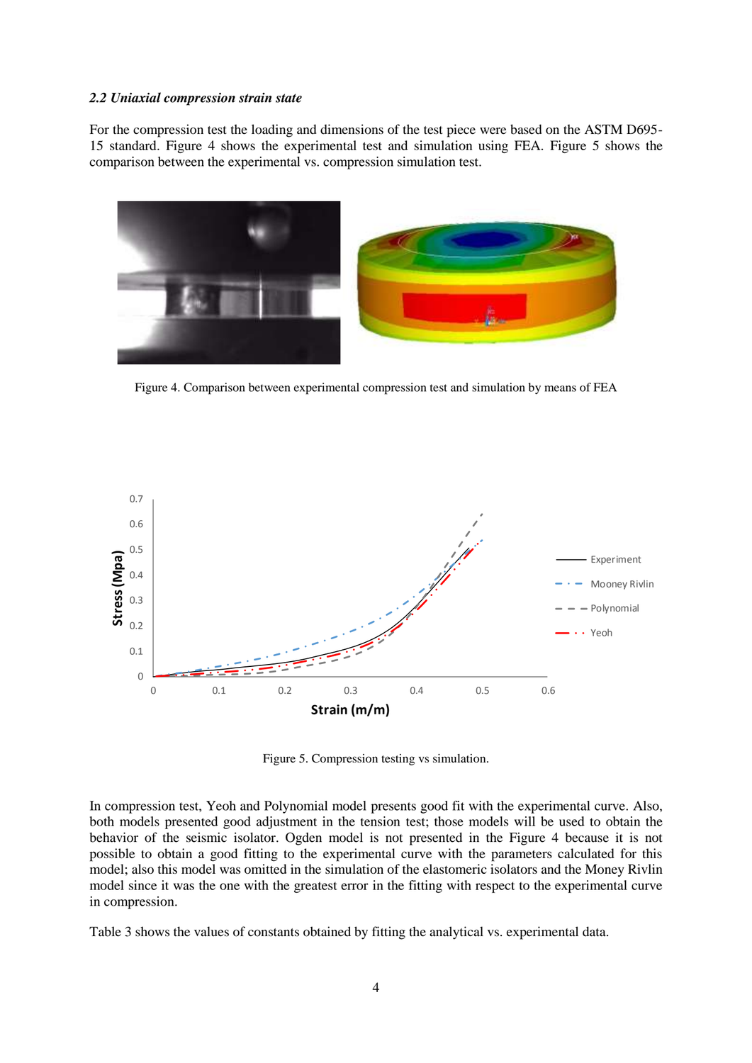### *2.2 Uniaxial compression strain state*

For the compression test the loading and dimensions of the test piece were based on the ASTM D695-15 standard. Figure 4 shows the experimental test and simulation using FEA. Figure 5 shows the comparison between the experimental vs. compression simulation test.

Figure 4. Comparison between experimental compression test and simulation by means of FEA

0.7
0.6
0.5
0.4
0.3
0.2
0.1
0
Stress (Mpa)
0
0.1
0.2
0.3
0.4
0.5
0.6
Strain (m/m)
Experiment
Mooney Rivlin
Polynomial
Yeoh

Figure 5. Compression testing vs simulation.

In compression test, Yeoh and Polynomial model presents good fit with the experimental curve. Also, both models presented good adjustment in the tension test; those models will be used to obtain the behavior of the seismic isolator. Ogden model is not presented in the Figure 4 because it is not possible to obtain a good fitting to the experimental curve with the parameters calculated for this model; also this model was omitted in the simulation of the elastomeric isolators and the Money Rivlin model since it was the one with the greatest error in the fitting with respect to the experimental curve in compression.

Table 3 shows the values of constants obtained by fitting the analytical vs. experimental data.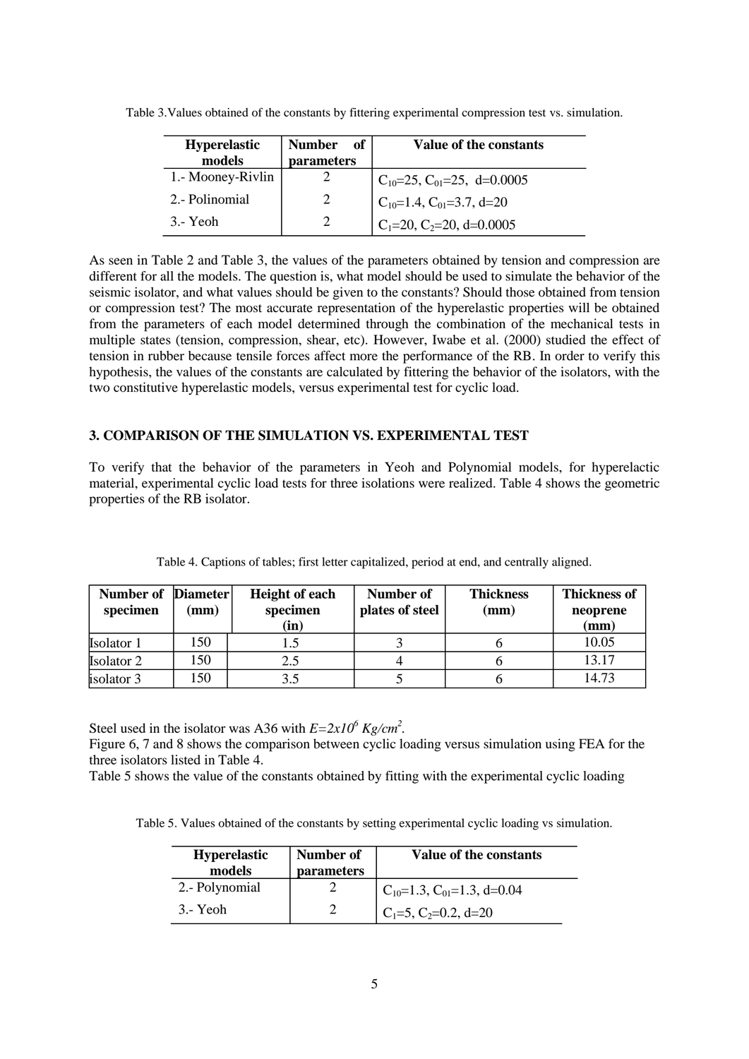Table 3.Values obtained of the constants by fittering experimental compression test vs. simulation.

| Hyperelastic models | Number of parameters | Value of the constants |
|---|---|---|
| 1.- Mooney-Rivlin | 2 | $C_{10}$=25, $C_{01}$=25, d=0.0005 |
| 2.- Polinomial | 2 | $C_{10}$=1.4, $C_{01}$=3.7, d=20 |
| 3.- Yeoh | 2 | $C_1$=20, $C_2$=20, d=0.0005 |

As seen in Table 2 and Table 3, the values of the parameters obtained by tension and compression are different for all the models. The question is, what model should be used to simulate the behavior of the seismic isolator, and what values should be given to the constants? Should those obtained from tension or compression test? The most accurate representation of the hyperelastic properties will be obtained from the parameters of each model determined through the combination of the mechanical tests in multiple states (tension, compression, shear, etc). However, Iwabe et al. (2000) studied the effect of tension in rubber because tensile forces affect more the performance of the RB. In order to verify this hypothesis, the values of the constants are calculated by fittering the behavior of the isolators, with the two constitutive hyperelastic models, versus experimental test for cyclic load.

## 3. COMPARISON OF THE SIMULATION VS. EXPERIMENTAL TEST

To verify that the behavior of the parameters in Yeoh and Polynomial models, for hyperelactic material, experimental cyclic load tests for three isolations were realized. Table 4 shows the geometric properties of the RB isolator.

Table 4. Captions of tables; first letter capitalized, period at end, and centrally aligned.

| Number of specimen | Diameter (mm) | Height of each specimen (in) | Number of plates of steel | Thickness (mm) | Thickness of neoprene (mm) |
|---|---|---|---|---|---|
| Isolator 1 | 150 | 1.5 | 3 | 6 | 10.05 |
| Isolator 2 | 150 | 2.5 | 4 | 6 | 13.17 |
| isolator 3 | 150 | 3.5 | 5 | 6 | 14.73 |

Steel used in the isolator was A36 with $E=2x10^6$ $Kg/cm^2$.
Figure 6, 7 and 8 shows the comparison between cyclic loading versus simulation using FEA for the three isolators listed in Table 4.
Table 5 shows the value of the constants obtained by fitting with the experimental cyclic loading

Table 5. Values obtained of the constants by setting experimental cyclic loading vs simulation.

| Hyperelastic models | Number of parameters | Value of the constants |
|---|---|---|
| 2.- Polynomial | 2 | $C_{10}$=1.3, $C_{01}$=1.3, d=0.04 |
| 3.- Yeoh | 2 | $C_1$=5, $C_2$=0.2, d=20 |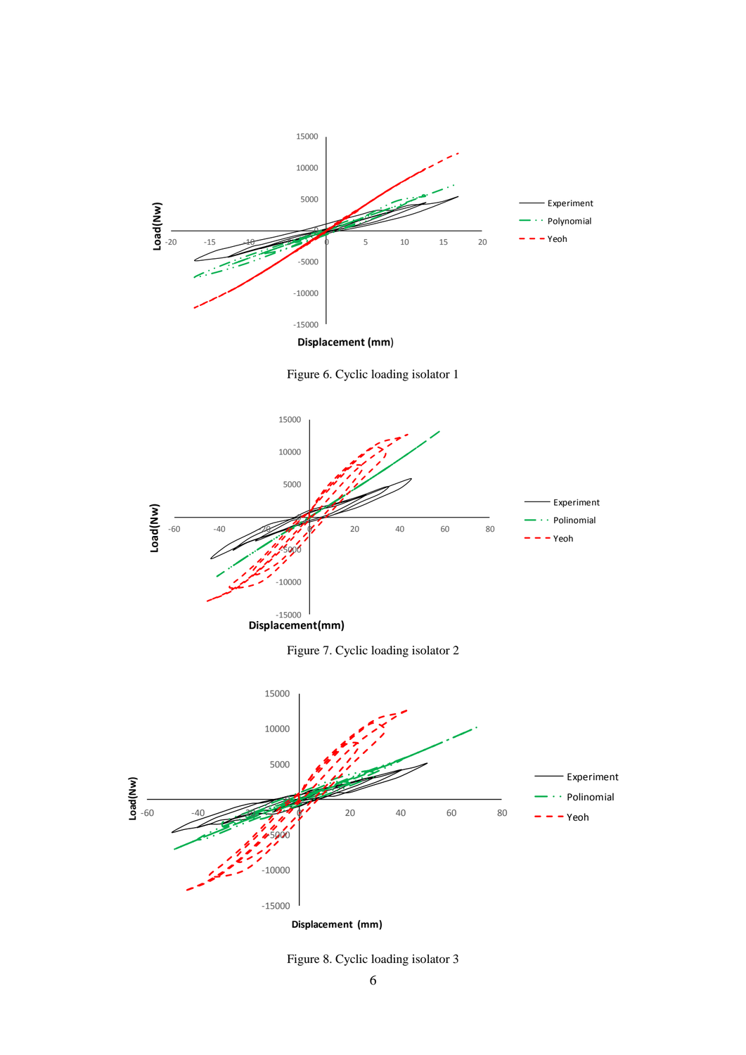15000
10000
5000
Load(Nw)
-20 -15 -10 -5 0 5 10 15 20
-5000
-10000
-15000
Displacement (mm)

Experiment
Polynomial
Yeoh

Figure 6. Cyclic loading isolator 1

15000
10000
5000
Load(Nw)
-60 -40 -20 0 20 40 60 80
-5000
-10000
-15000
Displacement(mm)

Experiment
Polinomial
Yeoh

Figure 7. Cyclic loading isolator 2

15000
10000
5000
Load(Nw)
-60 -40 -20 0 20 40 60 80
-5000
-10000
-15000
Displacement (mm)

Experiment
Polinomial
Yeoh

Figure 8. Cyclic loading isolator 3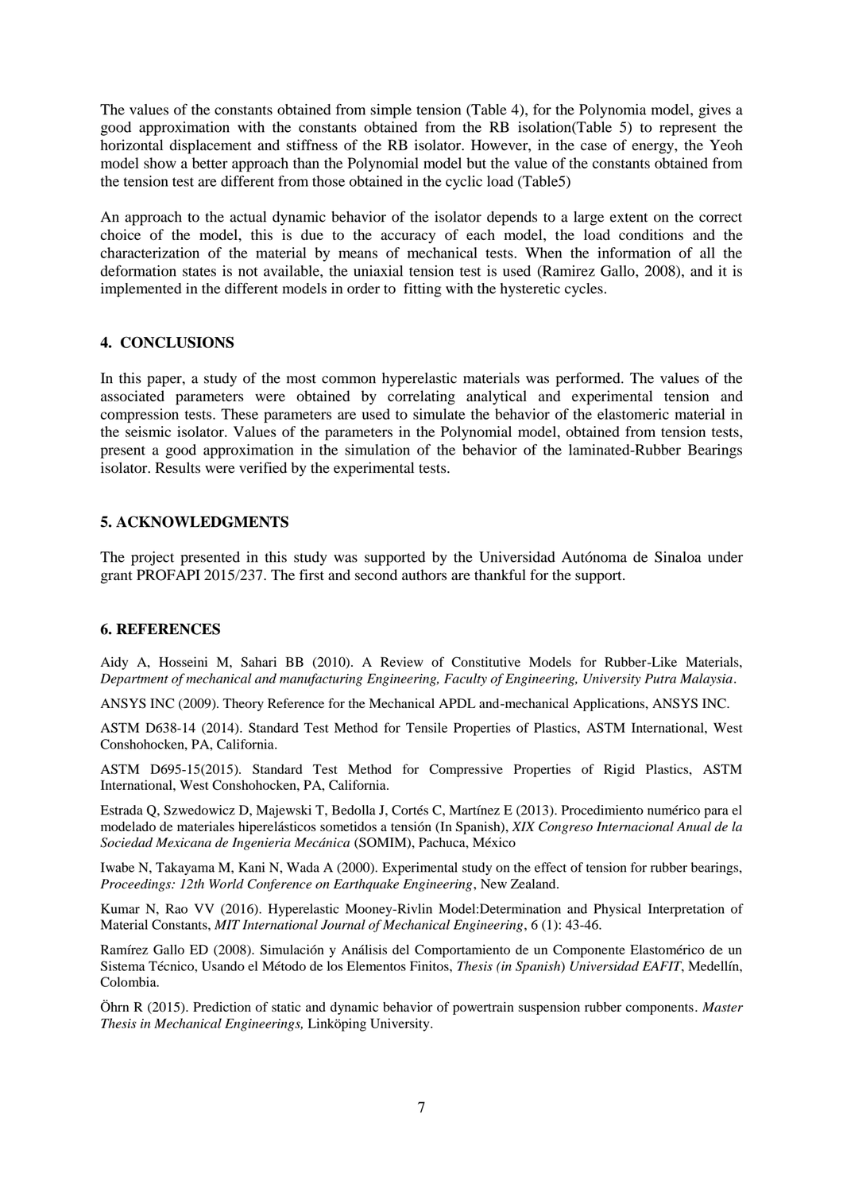The values of the constants obtained from simple tension (Table 4), for the Polynomia model, gives a good approximation with the constants obtained from the RB isolation(Table 5) to represent the horizontal displacement and stiffness of the RB isolator. However, in the case of energy, the Yeoh model show a better approach than the Polynomial model but the value of the constants obtained from the tension test are different from those obtained in the cyclic load (Table5)

An approach to the actual dynamic behavior of the isolator depends to a large extent on the correct choice of the model, this is due to the accuracy of each model, the load conditions and the characterization of the material by means of mechanical tests. When the information of all the deformation states is not available, the uniaxial tension test is used (Ramirez Gallo, 2008), and it is implemented in the different models in order to fitting with the hysteretic cycles.

## 4. CONCLUSIONS

In this paper, a study of the most common hyperelastic materials was performed. The values of the associated parameters were obtained by correlating analytical and experimental tension and compression tests. These parameters are used to simulate the behavior of the elastomeric material in the seismic isolator. Values of the parameters in the Polynomial model, obtained from tension tests, present a good approximation in the simulation of the behavior of the laminated-Rubber Bearings isolator. Results were verified by the experimental tests.

## 5. ACKNOWLEDGMENTS

The project presented in this study was supported by the Universidad Autónoma de Sinaloa under grant PROFAPI 2015/237. The first and second authors are thankful for the support.

## 6. REFERENCES

Aidy A, Hosseini M, Sahari BB (2010). A Review of Constitutive Models for Rubber-Like Materials, *Department of mechanical and manufacturing Engineering, Faculty of Engineering, University Putra Malaysia*.

ANSYS INC (2009). Theory Reference for the Mechanical APDL and-mechanical Applications, ANSYS INC.

ASTM D638-14 (2014). Standard Test Method for Tensile Properties of Plastics, ASTM International, West Conshohocken, PA, California.

ASTM D695-15(2015). Standard Test Method for Compressive Properties of Rigid Plastics, ASTM International, West Conshohocken, PA, California.

Estrada Q, Szwedowicz D, Majewski T, Bedolla J, Cortés C, Martínez E (2013). Procedimiento numérico para el modelado de materiales hiperelásticos sometidos a tensión (In Spanish), *XIX Congreso Internacional Anual de la Sociedad Mexicana de Ingenieria Mecánica* (SOMIM), Pachuca, México

Iwabe N, Takayama M, Kani N, Wada A (2000). Experimental study on the effect of tension for rubber bearings, *Proceedings: 12th World Conference on Earthquake Engineering*, New Zealand.

Kumar N, Rao VV (2016). Hyperelastic Mooney-Rivlin Model:Determination and Physical Interpretation of Material Constants, *MIT International Journal of Mechanical Engineering*, 6 (1): 43-46.

Ramírez Gallo ED (2008). Simulación y Análisis del Comportamiento de un Componente Elastomérico de un Sistema Técnico, Usando el Método de los Elementos Finitos, *Thesis (in Spanish) Universidad EAFIT*, Medellín, Colombia.

Öhrn R (2015). Prediction of static and dynamic behavior of powertrain suspension rubber components. *Master Thesis in Mechanical Engineerings,* Linköping University.